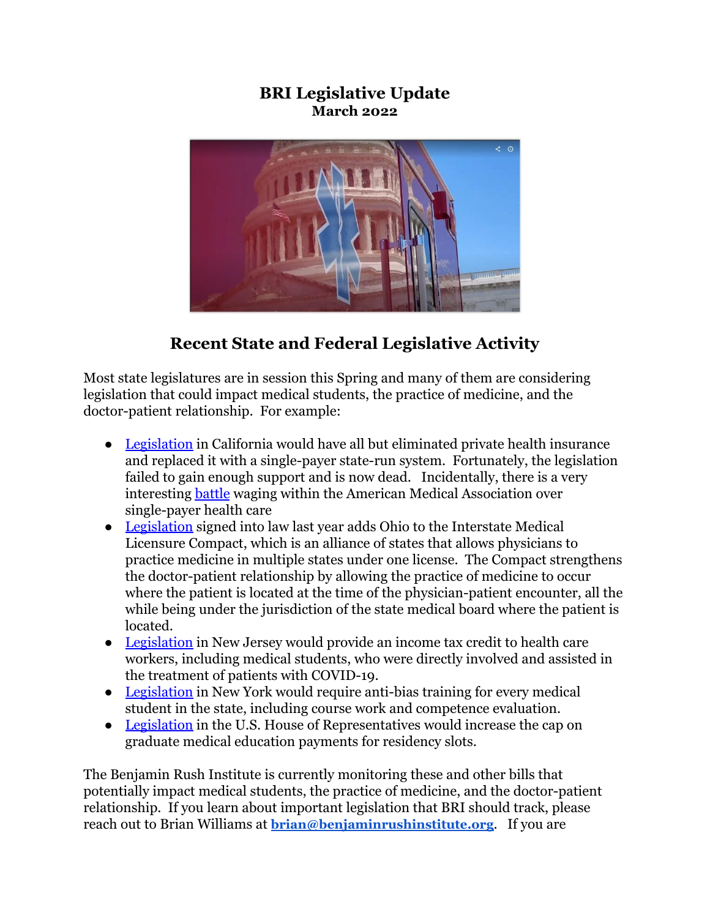# BRI Legislative Update

**March 2022**

## Recent State and Federal Legislative Activity

Most state legislatures are in session this Spring and many of them are considering legislation that could impact medical students, the practice of medicine, and the doctor-patient relationship. For example:

- Legislation in California would have all but eliminated private health insurance and replaced it with a single-payer state-run system. Fortunately, the legislation failed to gain enough support and is now dead. Incidentally, there is a very interesting battle waging within the American Medical Association over single-payer health care
- Legislation signed into law last year adds Ohio to the Interstate Medical Licensure Compact, which is an alliance of states that allows physicians to practice medicine in multiple states under one license. The Compact strengthens the doctor-patient relationship by allowing the practice of medicine to occur where the patient is located at the time of the physician-patient encounter, all the while being under the jurisdiction of the state medical board where the patient is located.
- Legislation in New Jersey would provide an income tax credit to health care workers, including medical students, who were directly involved and assisted in the treatment of patients with COVID-19.
- Legislation in New York would require anti-bias training for every medical student in the state, including course work and competence evaluation.
- Legislation in the U.S. House of Representatives would increase the cap on graduate medical education payments for residency slots.

The Benjamin Rush Institute is currently monitoring these and other bills that potentially impact medical students, the practice of medicine, and the doctor-patient relationship. If you learn about important legislation that BRI should track, please reach out to Brian Williams at **brian@benjaminrushinstitute.org**. If you are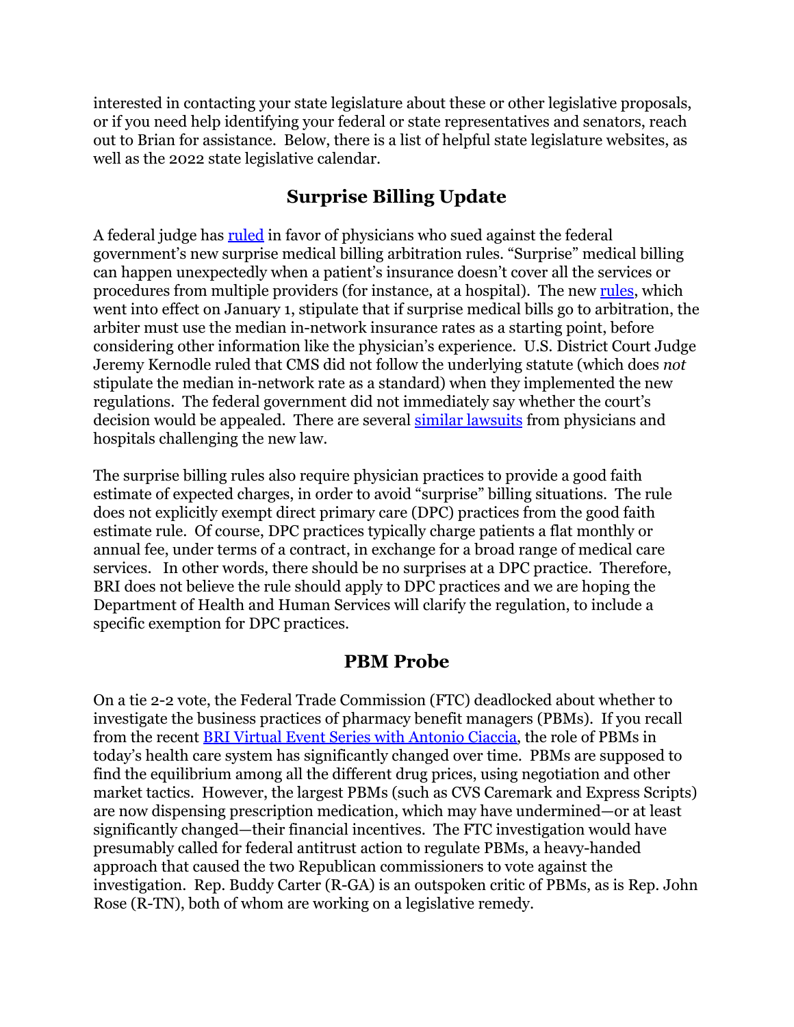interested in contacting your state legislature about these or other legislative proposals, or if you need help identifying your federal or state representatives and senators, reach out to Brian for assistance. Below, there is a list of helpful state legislature websites, as well as the 2022 state legislative calendar.

## Surprise Billing Update

A federal judge has [ruled](ruled) in favor of physicians who sued against the federal government's new surprise medical billing arbitration rules. "Surprise" medical billing can happen unexpectedly when a patient's insurance doesn't cover all the services or procedures from multiple providers (for instance, at a hospital). The new [rules](rules), which went into effect on January 1, stipulate that if surprise medical bills go to arbitration, the arbiter must use the median in-network insurance rates as a starting point, before considering other information like the physician's experience. U.S. District Court Judge Jeremy Kernodle ruled that CMS did not follow the underlying statute (which does *not* stipulate the median in-network rate as a standard) when they implemented the new regulations. The federal government did not immediately say whether the court's decision would be appealed. There are several [similar lawsuits](similar lawsuits) from physicians and hospitals challenging the new law.

The surprise billing rules also require physician practices to provide a good faith estimate of expected charges, in order to avoid "surprise" billing situations. The rule does not explicitly exempt direct primary care (DPC) practices from the good faith estimate rule. Of course, DPC practices typically charge patients a flat monthly or annual fee, under terms of a contract, in exchange for a broad range of medical care services. In other words, there should be no surprises at a DPC practice. Therefore, BRI does not believe the rule should apply to DPC practices and we are hoping the Department of Health and Human Services will clarify the regulation, to include a specific exemption for DPC practices.

## PBM Probe

On a tie 2-2 vote, the Federal Trade Commission (FTC) deadlocked about whether to investigate the business practices of pharmacy benefit managers (PBMs). If you recall from the recent [BRI Virtual Event Series with Antonio Ciaccia](BRI Virtual Event Series with Antonio Ciaccia), the role of PBMs in today's health care system has significantly changed over time. PBMs are supposed to find the equilibrium among all the different drug prices, using negotiation and other market tactics. However, the largest PBMs (such as CVS Caremark and Express Scripts) are now dispensing prescription medication, which may have undermined—or at least significantly changed—their financial incentives. The FTC investigation would have presumably called for federal antitrust action to regulate PBMs, a heavy-handed approach that caused the two Republican commissioners to vote against the investigation. Rep. Buddy Carter (R-GA) is an outspoken critic of PBMs, as is Rep. John Rose (R-TN), both of whom are working on a legislative remedy.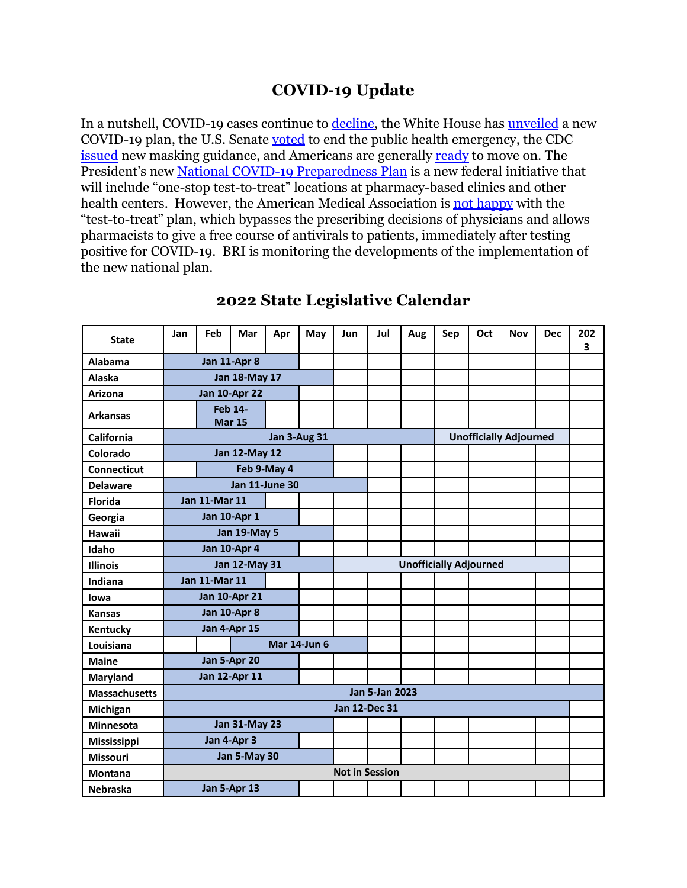# COVID-19 Update

In a nutshell, COVID-19 cases continue to decline, the White House has unveiled a new COVID-19 plan, the U.S. Senate voted to end the public health emergency, the CDC issued new masking guidance, and Americans are generally ready to move on. The President's new National COVID-19 Preparedness Plan is a new federal initiative that will include "one-stop test-to-treat" locations at pharmacy-based clinics and other health centers. However, the American Medical Association is not happy with the "test-to-treat" plan, which bypasses the prescribing decisions of physicians and allows pharmacists to give a free course of antivirals to patients, immediately after testing positive for COVID-19. BRI is monitoring the developments of the implementation of the new national plan.

## 2022 State Legislative Calendar

| State | Jan | Feb | Mar | Apr | May | Jun | Jul | Aug | Sep | Oct | Nov | Dec | 2023 |
|---|---|---|---|---|---|---|---|---|---|---|---|---|---|
| Alabama | Jan 11-Apr 8 | | | | | | | | | | | | |
| Alaska | Jan 18-May 17 | | | | | | | | | | | | |
| Arizona | Jan 10-Apr 22 | | | | | | | | | | | | |
| Arkansas | | Feb 14-Mar 15 | | | | | | | | | | | |
| California | Jan 3-Aug 31 | | | | | | | | Unofficially Adjourned | | | | |
| Colorado | Jan 12-May 12 | | | | | | | | | | | | |
| Connecticut | | Feb 9-May 4 | | | | | | | | | | | |
| Delaware | Jan 11-June 30 | | | | | | | | | | | | |
| Florida | Jan 11-Mar 11 | | | | | | | | | | | | |
| Georgia | Jan 10-Apr 1 | | | | | | | | | | | | |
| Hawaii | Jan 19-May 5 | | | | | | | | | | | | |
| Idaho | Jan 10-Apr 4 | | | | | | | | | | | | |
| Illinois | Jan 12-May 31 | | | | | Unofficially Adjourned | | | | | | | |
| Indiana | Jan 11-Mar 11 | | | | | | | | | | | | |
| Iowa | Jan 10-Apr 21 | | | | | | | | | | | | |
| Kansas | Jan 10-Apr 8 | | | | | | | | | | | | |
| Kentucky | Jan 4-Apr 15 | | | | | | | | | | | | |
| Louisiana | | | Mar 14-Jun 6 | | | | | | | | | | |
| Maine | Jan 5-Apr 20 | | | | | | | | | | | | |
| Maryland | Jan 12-Apr 11 | | | | | | | | | | | | |
| Massachusetts | Jan 5-Jan 2023 | | | | | | | | | | | | |
| Michigan | Jan 12-Dec 31 | | | | | | | | | | | | |
| Minnesota | Jan 31-May 23 | | | | | | | | | | | | |
| Mississippi | Jan 4-Apr 3 | | | | | | | | | | | | |
| Missouri | Jan 5-May 30 | | | | | | | | | | | | |
| Montana | Not in Session | | | | | | | | | | | | |
| Nebraska | Jan 5-Apr 13 | | | | | | | | | | | | |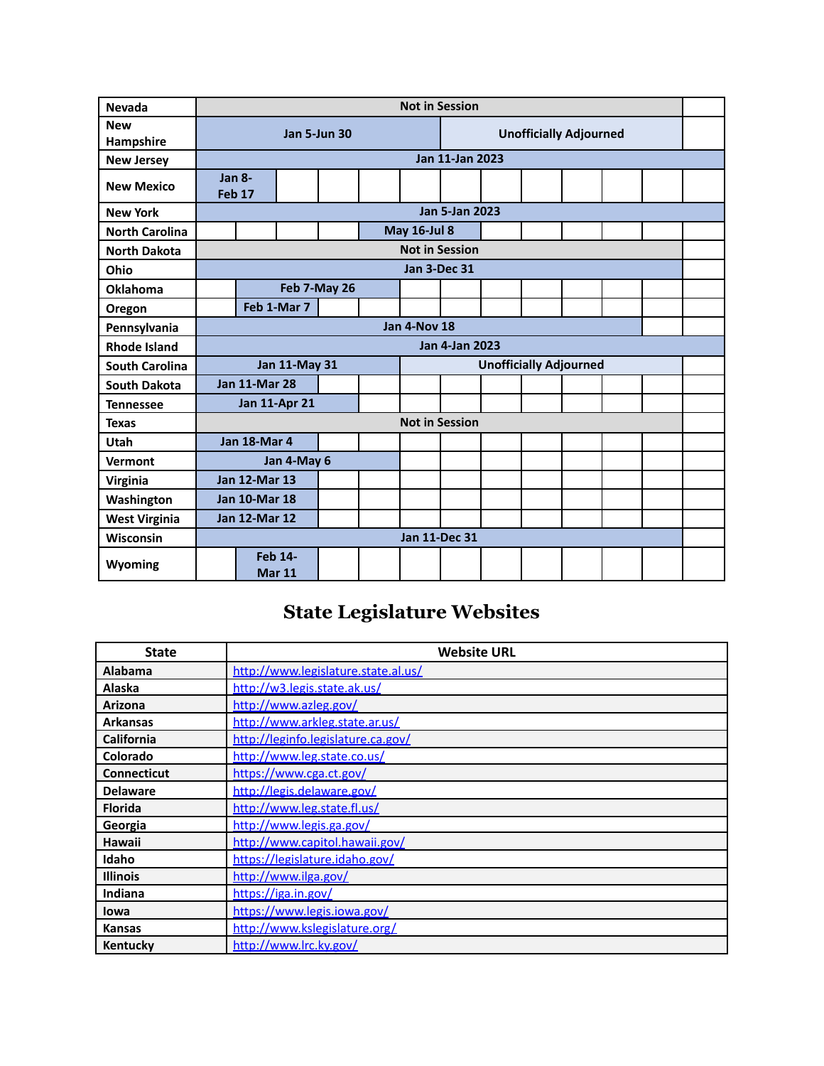| | | | | | | | | | | | | |
|---|---|---|---|---|---|---|---|---|---|---|---|---|
| Nevada | Not in Session | | | | | | | | | | | |
| New Hampshire | Jan 5-Jun 30 | | | | | | Unofficially Adjourned | | | | | | |
| New Jersey | Jan 11-Jan 2023 | | | | | | | | | | | |
| New Mexico | Jan 8-Feb 17 | | | | | | | | | | | |
| New York | Jan 5-Jan 2023 | | | | | | | | | | | |
| North Carolina | | | | | May 16-Jul 8 | | | | | | | |
| North Dakota | Not in Session | | | | | | | | | | | |
| Ohio | Jan 3-Dec 31 | | | | | | | | | | | |
| Oklahoma | | Feb 7-May 26 | | | | | | | | | | |
| Oregon | | Feb 1-Mar 7 | | | | | | | | | | |
| Pennsylvania | Jan 4-Nov 18 | | | | | | | | | | | |
| Rhode Island | Jan 4-Jan 2023 | | | | | | | | | | | |
| South Carolina | Jan 11-May 31 | | | | | Unofficially Adjourned | | | | | | |
| South Dakota | Jan 11-Mar 28 | | | | | | | | | | | |
| Tennessee | Jan 11-Apr 21 | | | | | | | | | | | |
| Texas | Not in Session | | | | | | | | | | | |
| Utah | Jan 18-Mar 4 | | | | | | | | | | | |
| Vermont | Jan 4-May 6 | | | | | | | | | | | |
| Virginia | Jan 12-Mar 13 | | | | | | | | | | | |
| Washington | Jan 10-Mar 18 | | | | | | | | | | | |
| West Virginia | Jan 12-Mar 12 | | | | | | | | | | | |
| Wisconsin | Jan 11-Dec 31 | | | | | | | | | | | |
| Wyoming | | Feb 14-Mar 11 | | | | | | | | | | |

# State Legislature Websites

| State | Website URL |
|---|---|
| Alabama | http://www.legislature.state.al.us/ |
| Alaska | http://w3.legis.state.ak.us/ |
| Arizona | http://www.azleg.gov/ |
| Arkansas | http://www.arkleg.state.ar.us/ |
| California | http://leginfo.legislature.ca.gov/ |
| Colorado | http://www.leg.state.co.us/ |
| Connecticut | https://www.cga.ct.gov/ |
| Delaware | http://legis.delaware.gov/ |
| Florida | http://www.leg.state.fl.us/ |
| Georgia | http://www.legis.ga.gov/ |
| Hawaii | http://www.capitol.hawaii.gov/ |
| Idaho | https://legislature.idaho.gov/ |
| Illinois | http://www.ilga.gov/ |
| Indiana | https://iga.in.gov/ |
| Iowa | https://www.legis.iowa.gov/ |
| Kansas | http://www.kslegislature.org/ |
| Kentucky | http://www.lrc.ky.gov/ |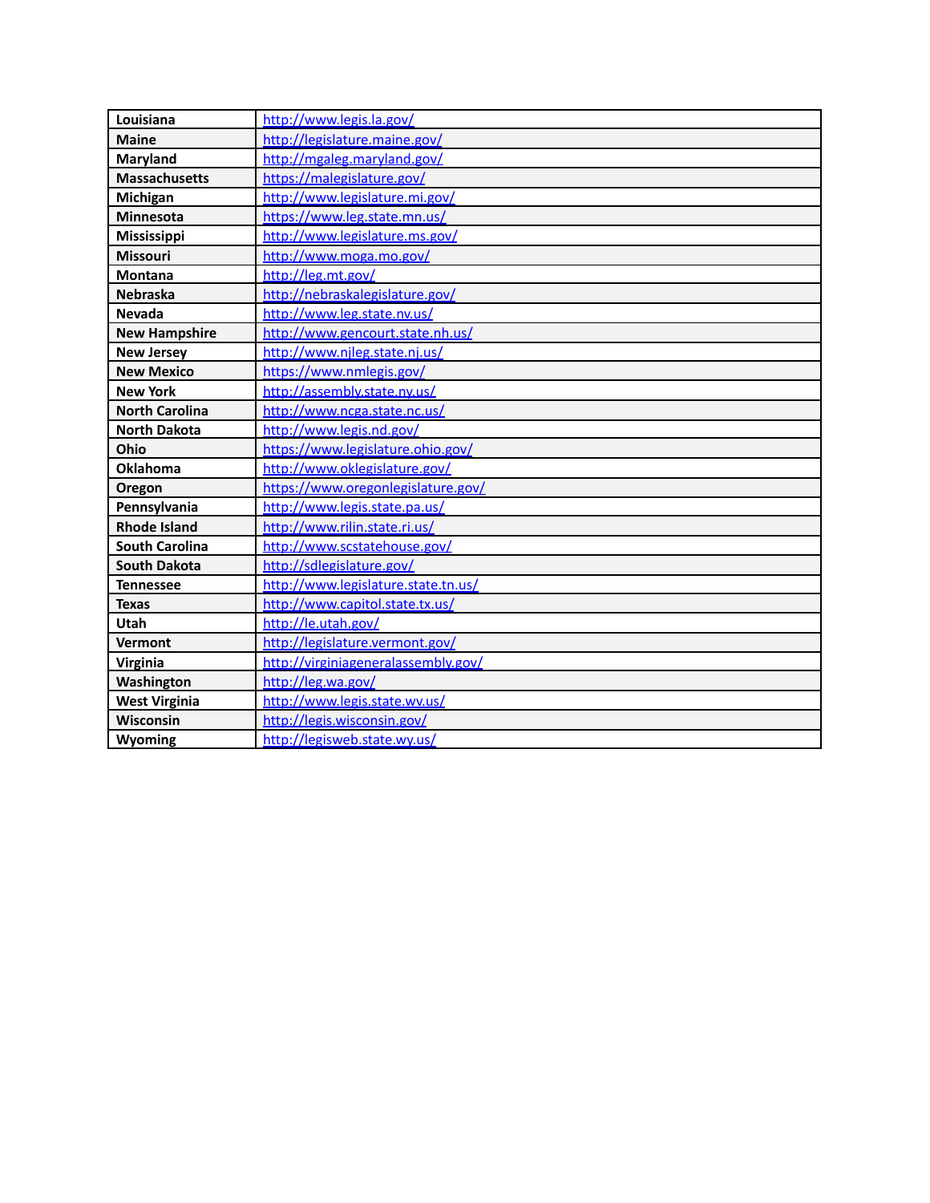| | |
|---|---|
| **Louisiana** | http://www.legis.la.gov/ |
| **Maine** | http://legislature.maine.gov/ |
| **Maryland** | http://mgaleg.maryland.gov/ |
| **Massachusetts** | https://malegislature.gov/ |
| **Michigan** | http://www.legislature.mi.gov/ |
| **Minnesota** | https://www.leg.state.mn.us/ |
| **Mississippi** | http://www.legislature.ms.gov/ |
| **Missouri** | http://www.moga.mo.gov/ |
| **Montana** | http://leg.mt.gov/ |
| **Nebraska** | http://nebraskalegislature.gov/ |
| **Nevada** | http://www.leg.state.nv.us/ |
| **New Hampshire** | http://www.gencourt.state.nh.us/ |
| **New Jersey** | http://www.njleg.state.nj.us/ |
| **New Mexico** | https://www.nmlegis.gov/ |
| **New York** | http://assembly.state.ny.us/ |
| **North Carolina** | http://www.ncga.state.nc.us/ |
| **North Dakota** | http://www.legis.nd.gov/ |
| **Ohio** | https://www.legislature.ohio.gov/ |
| **Oklahoma** | http://www.oklegislature.gov/ |
| **Oregon** | https://www.oregonlegislature.gov/ |
| **Pennsylvania** | http://www.legis.state.pa.us/ |
| **Rhode Island** | http://www.rilin.state.ri.us/ |
| **South Carolina** | http://www.scstatehouse.gov/ |
| **South Dakota** | http://sdlegislature.gov/ |
| **Tennessee** | http://www.legislature.state.tn.us/ |
| **Texas** | http://www.capitol.state.tx.us/ |
| **Utah** | http://le.utah.gov/ |
| **Vermont** | http://legislature.vermont.gov/ |
| **Virginia** | http://virginiageneralassembly.gov/ |
| **Washington** | http://leg.wa.gov/ |
| **West Virginia** | http://www.legis.state.wv.us/ |
| **Wisconsin** | http://legis.wisconsin.gov/ |
| **Wyoming** | http://legisweb.state.wy.us/ |